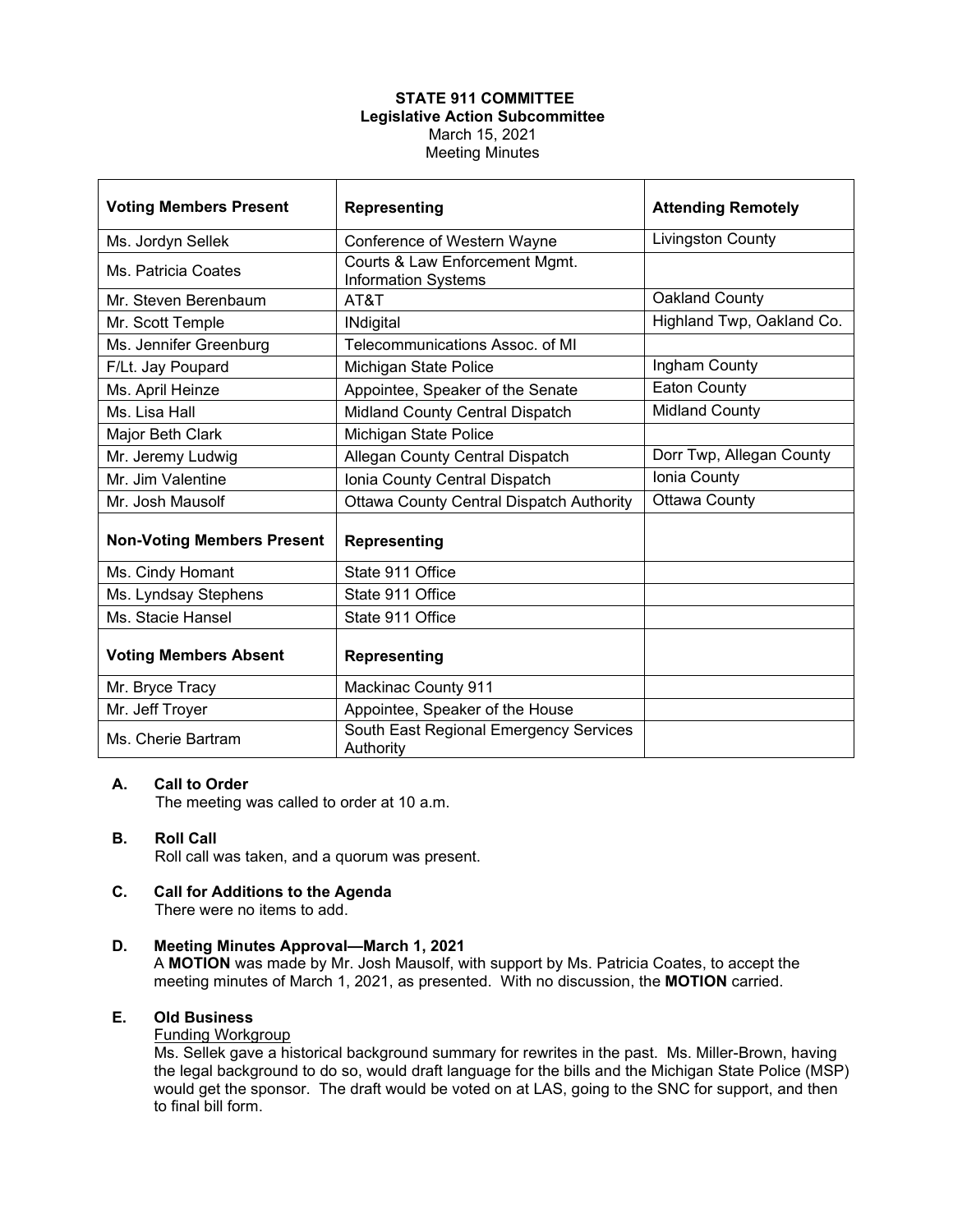**STATE 911 COMMITTEE**
**Legislative Action Subcommittee**
March 15, 2021
Meeting Minutes

| Voting Members Present | Representing | Attending Remotely |
|---|---|---|
| Ms. Jordyn Sellek | Conference of Western Wayne | Livingston County |
| Ms. Patricia Coates | Courts & Law Enforcement Mgmt. Information Systems | |
| Mr. Steven Berenbaum | AT&T | Oakland County |
| Mr. Scott Temple | INdigital | Highland Twp, Oakland Co. |
| Ms. Jennifer Greenburg | Telecommunications Assoc. of MI | |
| F/Lt. Jay Poupard | Michigan State Police | Ingham County |
| Ms. April Heinze | Appointee, Speaker of the Senate | Eaton County |
| Ms. Lisa Hall | Midland County Central Dispatch | Midland County |
| Major Beth Clark | Michigan State Police | |
| Mr. Jeremy Ludwig | Allegan County Central Dispatch | Dorr Twp, Allegan County |
| Mr. Jim Valentine | Ionia County Central Dispatch | Ionia County |
| Mr. Josh Mausolf | Ottawa County Central Dispatch Authority | Ottawa County |
| **Non-Voting Members Present** | **Representing** | |
| Ms. Cindy Homant | State 911 Office | |
| Ms. Lyndsay Stephens | State 911 Office | |
| Ms. Stacie Hansel | State 911 Office | |
| **Voting Members Absent** | **Representing** | |
| Mr. Bryce Tracy | Mackinac County 911 | |
| Mr. Jeff Troyer | Appointee, Speaker of the House | |
| Ms. Cherie Bartram | South East Regional Emergency Services Authority | |

**A. Call to Order**

The meeting was called to order at 10 a.m.

**B. Roll Call**

Roll call was taken, and a quorum was present.

**C. Call for Additions to the Agenda**

There were no items to add.

**D. Meeting Minutes Approval—March 1, 2021**

A **MOTION** was made by Mr. Josh Mausolf, with support by Ms. Patricia Coates, to accept the meeting minutes of March 1, 2021, as presented. With no discussion, the **MOTION** carried.

**E. Old Business**

Funding Workgroup

Ms. Sellek gave a historical background summary for rewrites in the past. Ms. Miller-Brown, having the legal background to do so, would draft language for the bills and the Michigan State Police (MSP) would get the sponsor. The draft would be voted on at LAS, going to the SNC for support, and then to final bill form.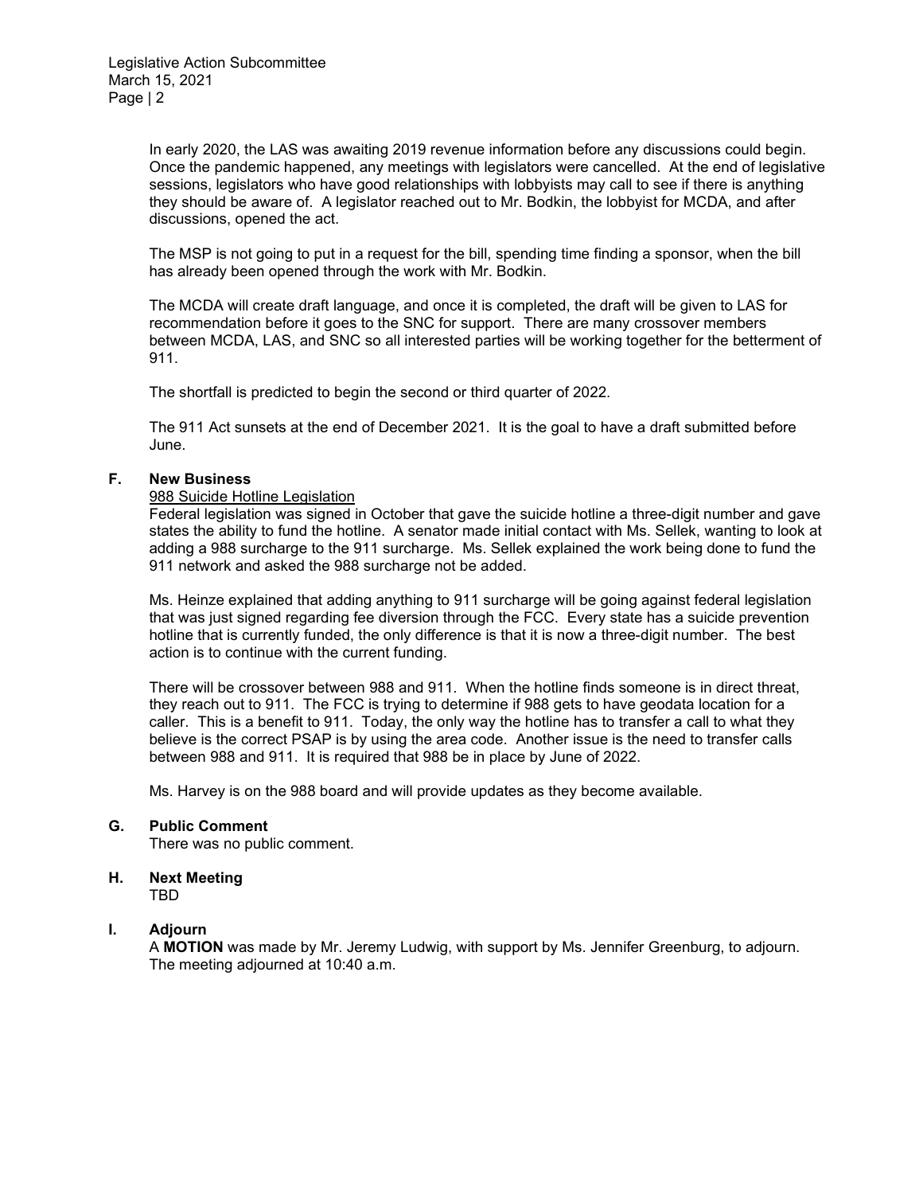In early 2020, the LAS was awaiting 2019 revenue information before any discussions could begin. Once the pandemic happened, any meetings with legislators were cancelled. At the end of legislative sessions, legislators who have good relationships with lobbyists may call to see if there is anything they should be aware of. A legislator reached out to Mr. Bodkin, the lobbyist for MCDA, and after discussions, opened the act.

The MSP is not going to put in a request for the bill, spending time finding a sponsor, when the bill has already been opened through the work with Mr. Bodkin.

The MCDA will create draft language, and once it is completed, the draft will be given to LAS for recommendation before it goes to the SNC for support. There are many crossover members between MCDA, LAS, and SNC so all interested parties will be working together for the betterment of 911.

The shortfall is predicted to begin the second or third quarter of 2022.

The 911 Act sunsets at the end of December 2021. It is the goal to have a draft submitted before June.

## F. New Business

988 Suicide Hotline Legislation

Federal legislation was signed in October that gave the suicide hotline a three-digit number and gave states the ability to fund the hotline. A senator made initial contact with Ms. Sellek, wanting to look at adding a 988 surcharge to the 911 surcharge. Ms. Sellek explained the work being done to fund the 911 network and asked the 988 surcharge not be added.

Ms. Heinze explained that adding anything to 911 surcharge will be going against federal legislation that was just signed regarding fee diversion through the FCC. Every state has a suicide prevention hotline that is currently funded, the only difference is that it is now a three-digit number. The best action is to continue with the current funding.

There will be crossover between 988 and 911. When the hotline finds someone is in direct threat, they reach out to 911. The FCC is trying to determine if 988 gets to have geodata location for a caller. This is a benefit to 911. Today, the only way the hotline has to transfer a call to what they believe is the correct PSAP is by using the area code. Another issue is the need to transfer calls between 988 and 911. It is required that 988 be in place by June of 2022.

Ms. Harvey is on the 988 board and will provide updates as they become available.

## G. Public Comment

There was no public comment.

## H. Next Meeting

TBD

## I. Adjourn

A **MOTION** was made by Mr. Jeremy Ludwig, with support by Ms. Jennifer Greenburg, to adjourn. The meeting adjourned at 10:40 a.m.